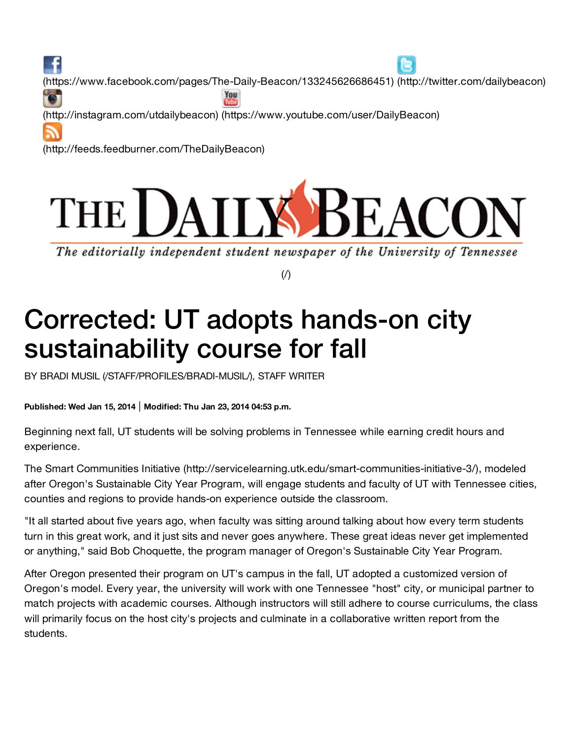(https://www.facebook.com/pages/The-Daily-Beacon/133245626686451) (http://twitter.com/dailybeacon) (http://instagram.com/utdailybeacon) (https://www.youtube.com/user/DailyBeacon) (http://feeds.feedburner.com/TheDailyBeacon)

THE DAILY BEACON

*The editorially independent student newspaper of the University of Tennessee*

(/)

# Corrected: UT adopts hands-on city sustainability course for fall

BY BRADI MUSIL (/STAFF/PROFILES/BRADI-MUSIL/), STAFF WRITER

**Published: Wed Jan 15, 2014 | Modified: Thu Jan 23, 2014 04:53 p.m.**

Beginning next fall, UT students will be solving problems in Tennessee while earning credit hours and experience.

The Smart Communities Initiative (http://servicelearning.utk.edu/smart-communities-initiative-3/), modeled after Oregon's Sustainable City Year Program, will engage students and faculty of UT with Tennessee cities, counties and regions to provide hands-on experience outside the classroom.

"It all started about five years ago, when faculty was sitting around talking about how every term students turn in this great work, and it just sits and never goes anywhere. These great ideas never get implemented or anything," said Bob Choquette, the program manager of Oregon's Sustainable City Year Program.

After Oregon presented their program on UT's campus in the fall, UT adopted a customized version of Oregon's model. Every year, the university will work with one Tennessee "host" city, or municipal partner to match projects with academic courses. Although instructors will still adhere to course curriculums, the class will primarily focus on the host city's projects and culminate in a collaborative written report from the students.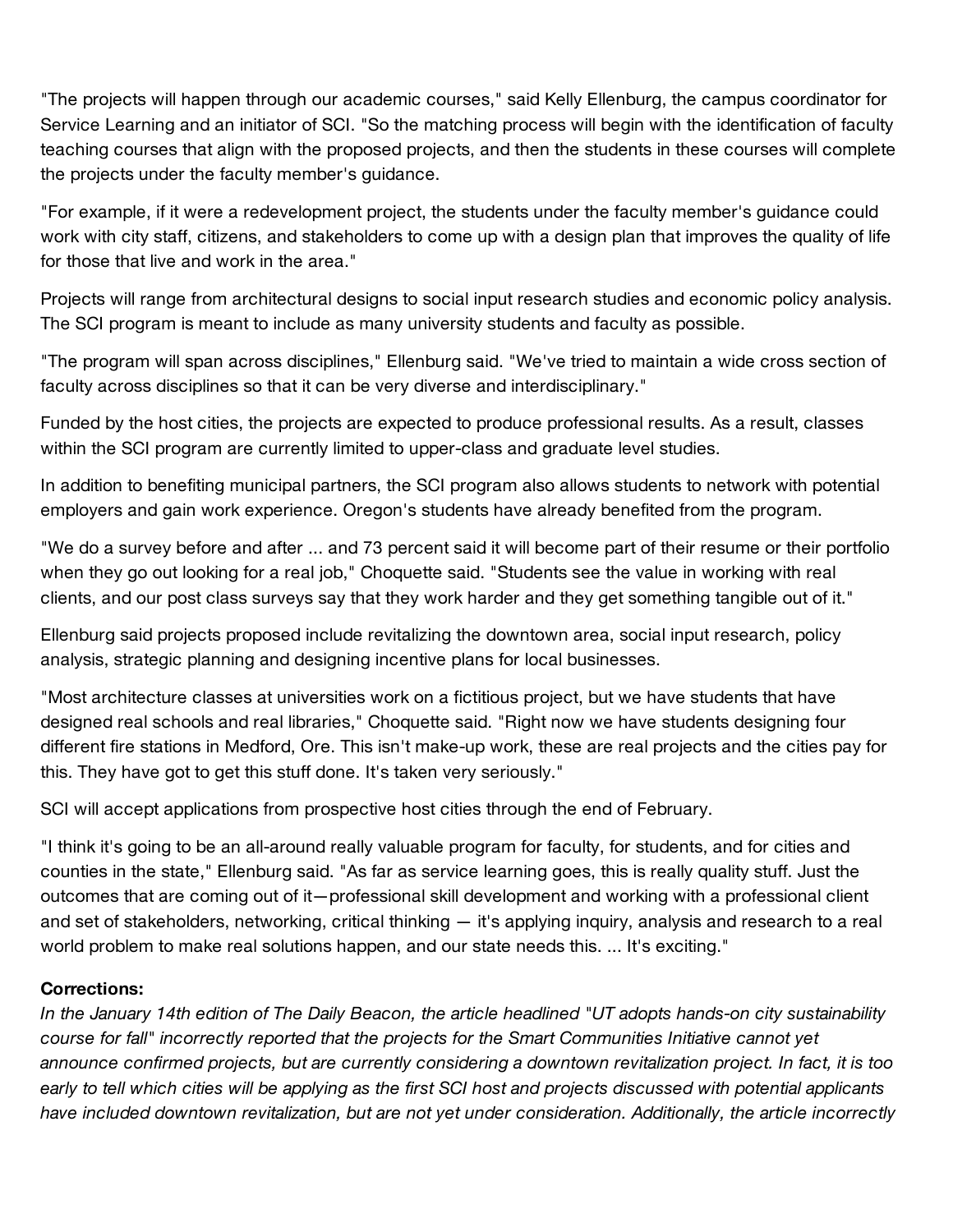"The projects will happen through our academic courses," said Kelly Ellenburg, the campus coordinator for Service Learning and an initiator of SCI. "So the matching process will begin with the identification of faculty teaching courses that align with the proposed projects, and then the students in these courses will complete the projects under the faculty member's guidance.

"For example, if it were a redevelopment project, the students under the faculty member's guidance could work with city staff, citizens, and stakeholders to come up with a design plan that improves the quality of life for those that live and work in the area."

Projects will range from architectural designs to social input research studies and economic policy analysis. The SCI program is meant to include as many university students and faculty as possible.

"The program will span across disciplines," Ellenburg said. "We've tried to maintain a wide cross section of faculty across disciplines so that it can be very diverse and interdisciplinary."

Funded by the host cities, the projects are expected to produce professional results. As a result, classes within the SCI program are currently limited to upper-class and graduate level studies.

In addition to benefiting municipal partners, the SCI program also allows students to network with potential employers and gain work experience. Oregon's students have already benefited from the program.

"We do a survey before and after ... and 73 percent said it will become part of their resume or their portfolio when they go out looking for a real job," Choquette said. "Students see the value in working with real clients, and our post class surveys say that they work harder and they get something tangible out of it."

Ellenburg said projects proposed include revitalizing the downtown area, social input research, policy analysis, strategic planning and designing incentive plans for local businesses.

"Most architecture classes at universities work on a fictitious project, but we have students that have designed real schools and real libraries," Choquette said. "Right now we have students designing four different fire stations in Medford, Ore. This isn't make-up work, these are real projects and the cities pay for this. They have got to get this stuff done. It's taken very seriously."

SCI will accept applications from prospective host cities through the end of February.

"I think it's going to be an all-around really valuable program for faculty, for students, and for cities and counties in the state," Ellenburg said. "As far as service learning goes, this is really quality stuff. Just the outcomes that are coming out of it—professional skill development and working with a professional client and set of stakeholders, networking, critical thinking — it's applying inquiry, analysis and research to a real world problem to make real solutions happen, and our state needs this. ... It's exciting."

**Corrections:**

*In the January 14th edition of The Daily Beacon, the article headlined "UT adopts hands-on city sustainability course for fall" incorrectly reported that the projects for the Smart Communities Initiative cannot yet announce confirmed projects, but are currently considering a downtown revitalization project. In fact, it is too early to tell which cities will be applying as the first SCI host and projects discussed with potential applicants have included downtown revitalization, but are not yet under consideration. Additionally, the article incorrectly*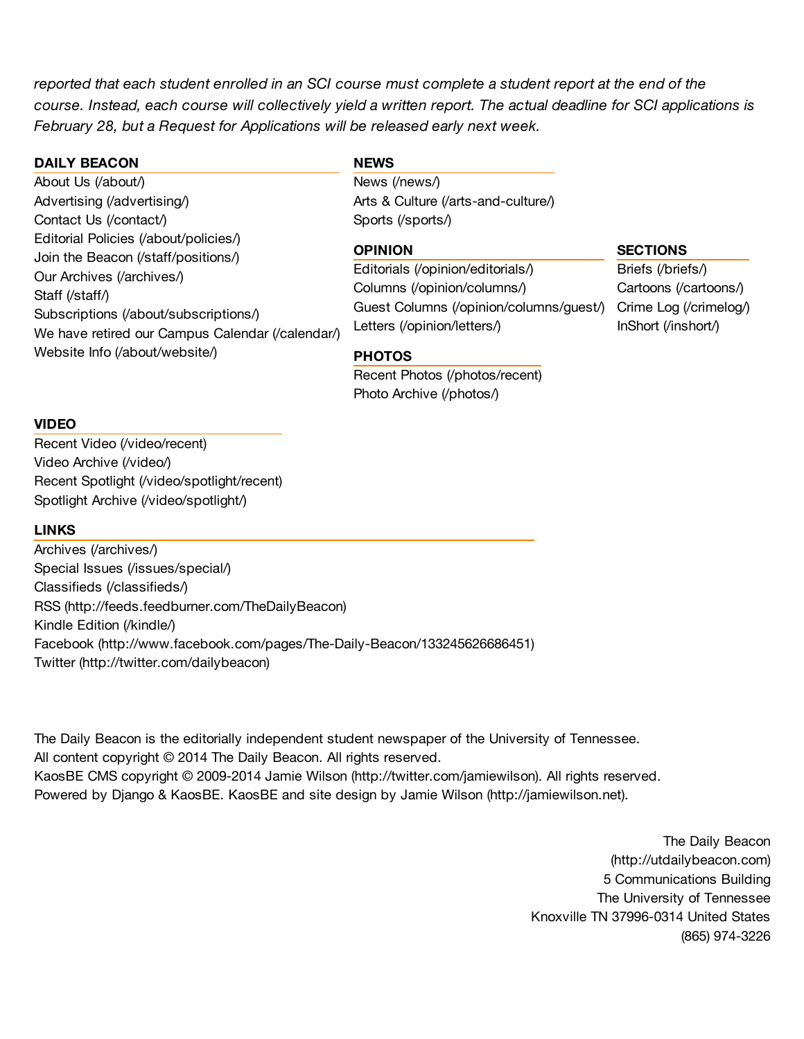*reported that each student enrolled in an SCI course must complete a student report at the end of the course. Instead, each course will collectively yield a written report. The actual deadline for SCI applications is February 28, but a Request for Applications will be released early next week.*

**DAILY BEACON**

About Us (/about/)
Advertising (/advertising/)
Contact Us (/contact/)
Editorial Policies (/about/policies/)
Join the Beacon (/staff/positions/)
Our Archives (/archives/)
Staff (/staff/)
Subscriptions (/about/subscriptions/)
We have retired our Campus Calendar (/calendar/)
Website Info (/about/website/)

**NEWS**

News (/news/)
Arts & Culture (/arts-and-culture/)
Sports (/sports/)

**OPINION**

Editorials (/opinion/editorials/)
Columns (/opinion/columns/)
Guest Columns (/opinion/columns/guest/)
Letters (/opinion/letters/)

**SECTIONS**

Briefs (/briefs/)
Cartoons (/cartoons/)
Crime Log (/crimelog/)
InShort (/inshort/)

**PHOTOS**

Recent Photos (/photos/recent)
Photo Archive (/photos/)

**VIDEO**

Recent Video (/video/recent)
Video Archive (/video/)
Recent Spotlight (/video/spotlight/recent)
Spotlight Archive (/video/spotlight/)

**LINKS**

Archives (/archives/)
Special Issues (/issues/special/)
Classifieds (/classifieds/)
RSS (http://feeds.feedburner.com/TheDailyBeacon)
Kindle Edition (/kindle/)
Facebook (http://www.facebook.com/pages/The-Daily-Beacon/133245626686451)
Twitter (http://twitter.com/dailybeacon)

The Daily Beacon is the editorially independent student newspaper of the University of Tennessee.
All content copyright © 2014 The Daily Beacon. All rights reserved.
KaosBE CMS copyright © 2009-2014 Jamie Wilson (http://twitter.com/jamiewilson). All rights reserved.
Powered by Django & KaosBE. KaosBE and site design by Jamie Wilson (http://jamiewilson.net).

The Daily Beacon
(http://utdailybeacon.com)
5 Communications Building
The University of Tennessee
Knoxville TN 37996-0314 United States
(865) 974-3226